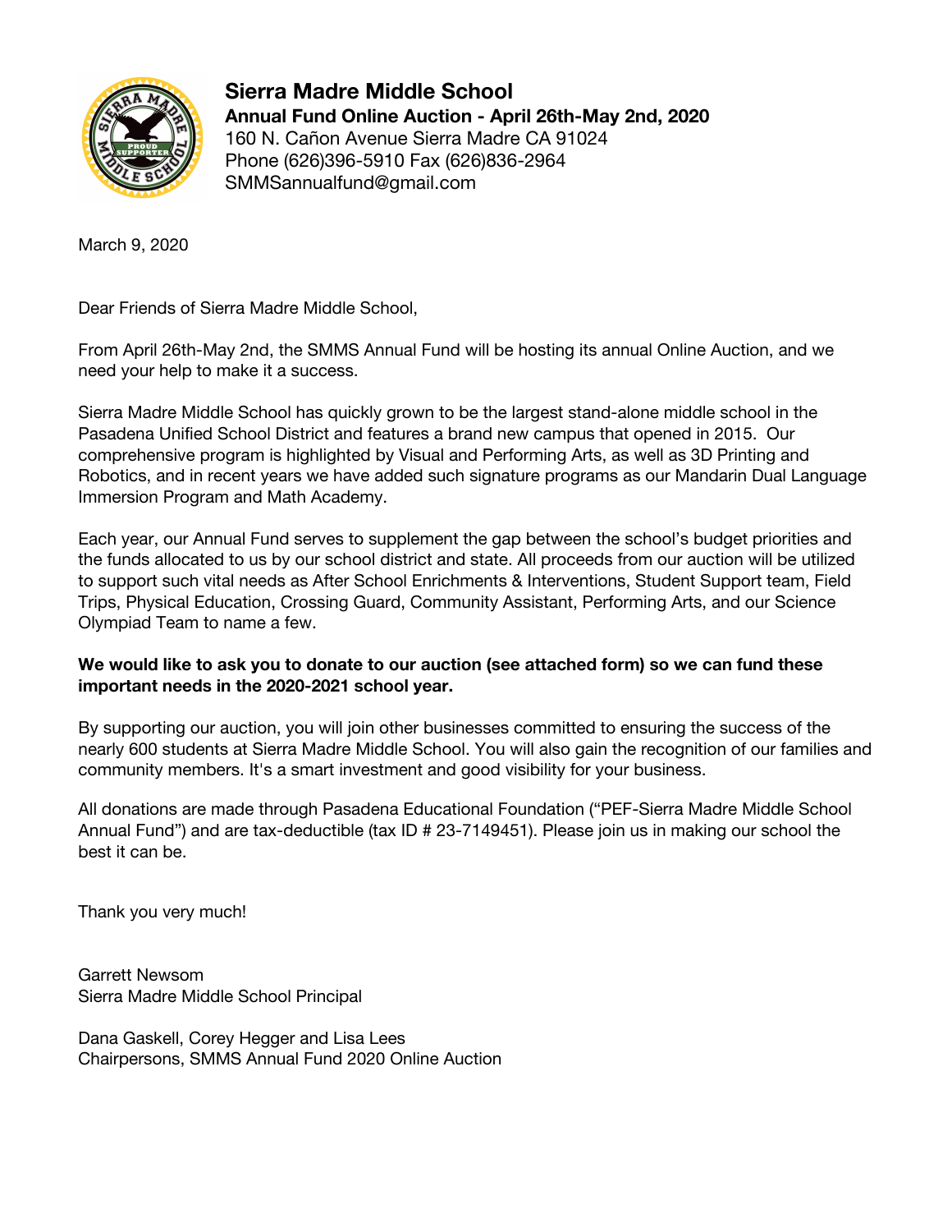# Sierra Madre Middle School

**Annual Fund Online Auction - April 26th-May 2nd, 2020**
160 N. Cañon Avenue Sierra Madre CA 91024
Phone (626)396-5910 Fax (626)836-2964
SMMSannualfund@gmail.com

March 9, 2020

Dear Friends of Sierra Madre Middle School,

From April 26th-May 2nd, the SMMS Annual Fund will be hosting its annual Online Auction, and we need your help to make it a success.

Sierra Madre Middle School has quickly grown to be the largest stand-alone middle school in the Pasadena Unified School District and features a brand new campus that opened in 2015. Our comprehensive program is highlighted by Visual and Performing Arts, as well as 3D Printing and Robotics, and in recent years we have added such signature programs as our Mandarin Dual Language Immersion Program and Math Academy.

Each year, our Annual Fund serves to supplement the gap between the school's budget priorities and the funds allocated to us by our school district and state. All proceeds from our auction will be utilized to support such vital needs as After School Enrichments & Interventions, Student Support team, Field Trips, Physical Education, Crossing Guard, Community Assistant, Performing Arts, and our Science Olympiad Team to name a few.

**We would like to ask you to donate to our auction (see attached form) so we can fund these important needs in the 2020-2021 school year.**

By supporting our auction, you will join other businesses committed to ensuring the success of the nearly 600 students at Sierra Madre Middle School. You will also gain the recognition of our families and community members. It's a smart investment and good visibility for your business.

All donations are made through Pasadena Educational Foundation ("PEF-Sierra Madre Middle School Annual Fund") and are tax-deductible (tax ID # 23-7149451). Please join us in making our school the best it can be.

Thank you very much!

Garrett Newsom
Sierra Madre Middle School Principal

Dana Gaskell, Corey Hegger and Lisa Lees
Chairpersons, SMMS Annual Fund 2020 Online Auction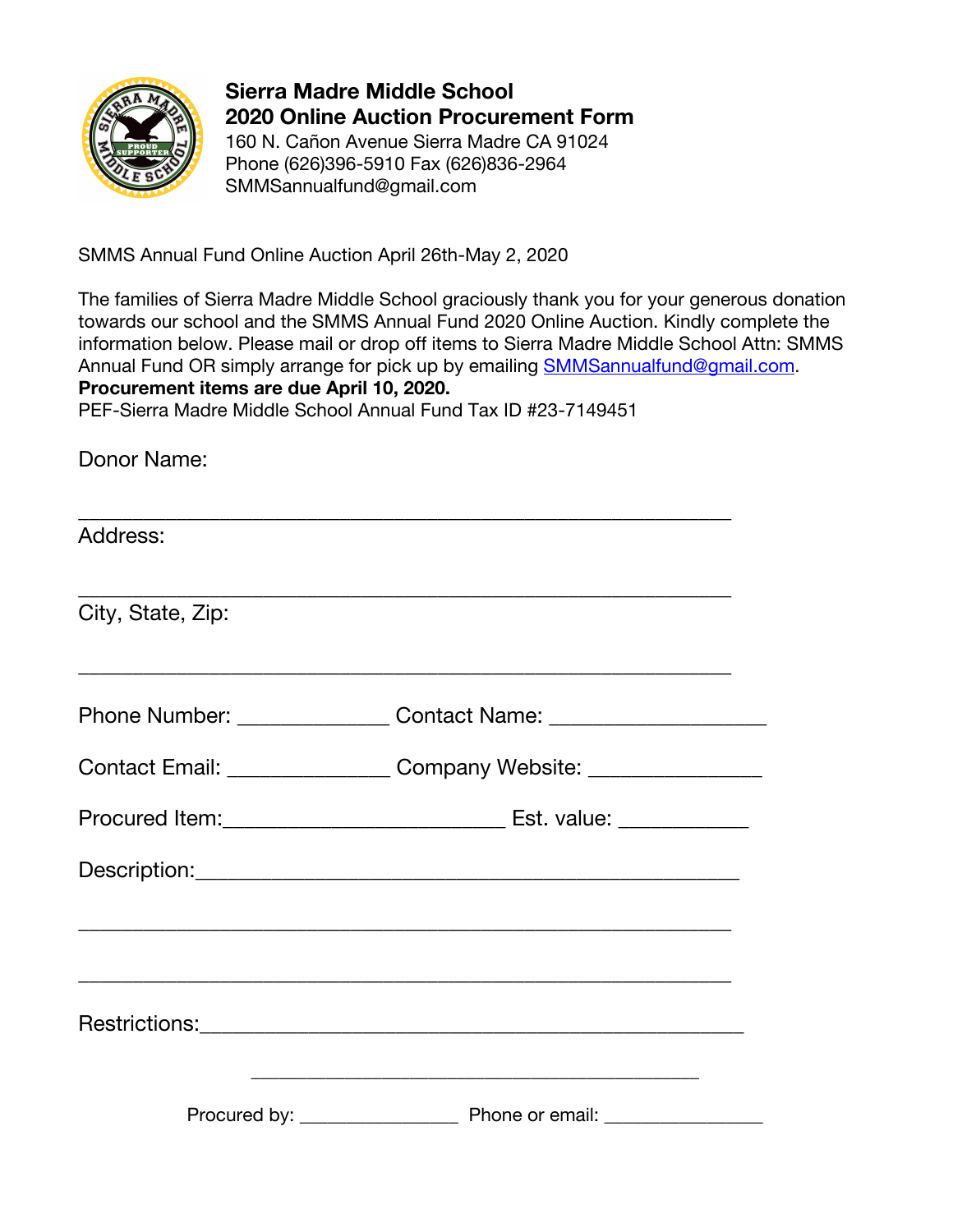**Sierra Madre Middle School**
**2020 Online Auction Procurement Form**
160 N. Cañon Avenue Sierra Madre CA 91024
Phone (626)396-5910 Fax (626)836-2964
SMMSannualfund@gmail.com

SMMS Annual Fund Online Auction April 26th-May 2, 2020

The families of Sierra Madre Middle School graciously thank you for your generous donation towards our school and the SMMS Annual Fund 2020 Online Auction. Kindly complete the information below. Please mail or drop off items to Sierra Madre Middle School Attn: SMMS Annual Fund OR simply arrange for pick up by emailing SMMSannualfund@gmail.com.
**Procurement items are due April 10, 2020.**
PEF-Sierra Madre Middle School Annual Fund Tax ID #23-7149451

Donor Name:

_______________________________________________________

Address:

_______________________________________________________

City, State, Zip:

_______________________________________________________

Phone Number: _____________ Contact Name: __________________

Contact Email: ______________ Company Website: _______________

Procured Item:________________________ Est. value: ___________

Description:_____________________________________________

_______________________________________________________

_______________________________________________________

Restrictions:_____________________________________________

______________________________________

Procured by: _______________ Phone or email: _______________